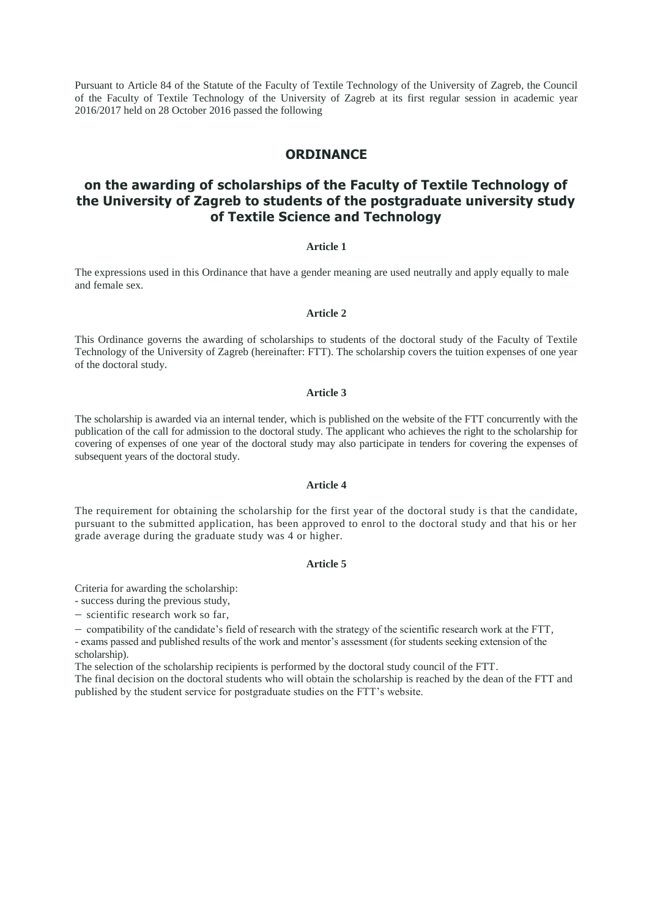Pursuant to Article 84 of the Statute of the Faculty of Textile Technology of the University of Zagreb, the Council of the Faculty of Textile Technology of the University of Zagreb at its first regular session in academic year 2016/2017 held on 28 October 2016 passed the following

# ORDINANCE

## on the awarding of scholarships of the Faculty of Textile Technology of the University of Zagreb to students of the postgraduate university study of Textile Science and Technology

**Article 1**

The expressions used in this Ordinance that have a gender meaning are used neutrally and apply equally to male and female sex.

**Article 2**

This Ordinance governs the awarding of scholarships to students of the doctoral study of the Faculty of Textile Technology of the University of Zagreb (hereinafter: FTT). The scholarship covers the tuition expenses of one year of the doctoral study.

**Article 3**

The scholarship is awarded via an internal tender, which is published on the website of the FTT concurrently with the publication of the call for admission to the doctoral study. The applicant who achieves the right to the scholarship for covering of expenses of one year of the doctoral study may also participate in tenders for covering the expenses of subsequent years of the doctoral study.

**Article 4**

The requirement for obtaining the scholarship for the first year of the doctoral study is that the candidate, pursuant to the submitted application, has been approved to enrol to the doctoral study and that his or her grade average during the graduate study was 4 or higher.

**Article 5**

Criteria for awarding the scholarship:

- success during the previous study,
- scientific research work so far,
- compatibility of the candidate's field of research with the strategy of the scientific research work at the FTT,
- exams passed and published results of the work and mentor's assessment (for students seeking extension of the scholarship).

The selection of the scholarship recipients is performed by the doctoral study council of the FTT.

The final decision on the doctoral students who will obtain the scholarship is reached by the dean of the FTT and published by the student service for postgraduate studies on the FTT's website.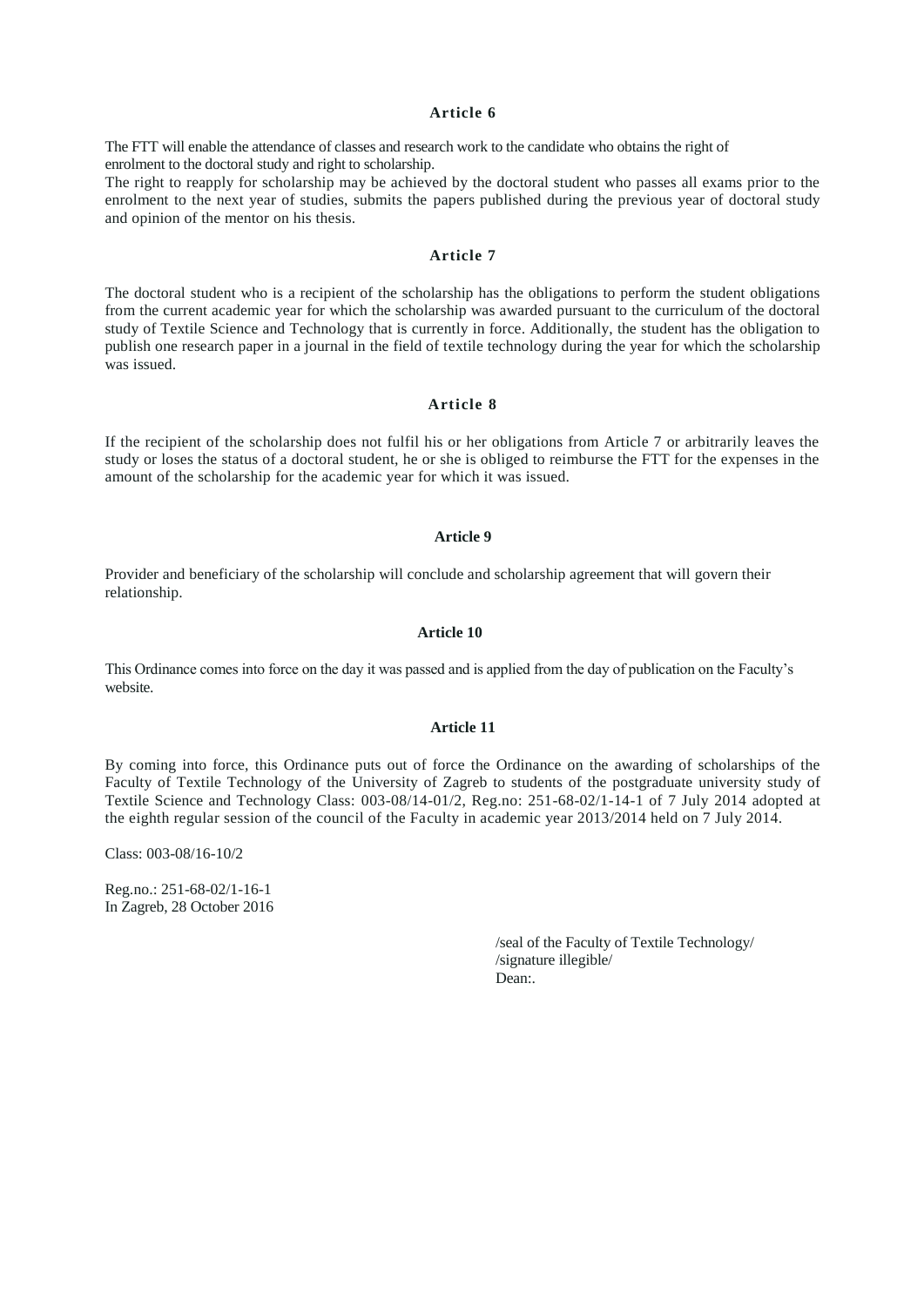### Article 6

The FTT will enable the attendance of classes and research work to the candidate who obtains the right of enrolment to the doctoral study and right to scholarship.

The right to reapply for scholarship may be achieved by the doctoral student who passes all exams prior to the enrolment to the next year of studies, submits the papers published during the previous year of doctoral study and opinion of the mentor on his thesis.

### Article 7

The doctoral student who is a recipient of the scholarship has the obligations to perform the student obligations from the current academic year for which the scholarship was awarded pursuant to the curriculum of the doctoral study of Textile Science and Technology that is currently in force. Additionally, the student has the obligation to publish one research paper in a journal in the field of textile technology during the year for which the scholarship was issued.

### Article 8

If the recipient of the scholarship does not fulfil his or her obligations from Article 7 or arbitrarily leaves the study or loses the status of a doctoral student, he or she is obliged to reimburse the FTT for the expenses in the amount of the scholarship for the academic year for which it was issued.

### Article 9

Provider and beneficiary of the scholarship will conclude and scholarship agreement that will govern their relationship.

### Article 10

This Ordinance comes into force on the day it was passed and is applied from the day of publication on the Faculty's website.

### Article 11

By coming into force, this Ordinance puts out of force the Ordinance on the awarding of scholarships of the Faculty of Textile Technology of the University of Zagreb to students of the postgraduate university study of Textile Science and Technology Class: 003-08/14-01/2, Reg.no: 251-68-02/1-14-1 of 7 July 2014 adopted at the eighth regular session of the council of the Faculty in academic year 2013/2014 held on 7 July 2014.

Class: 003-08/16-10/2

Reg.no.: 251-68-02/1-16-1
In Zagreb, 28 October 2016

/seal of the Faculty of Textile Technology/
/signature illegible/
Dean:.